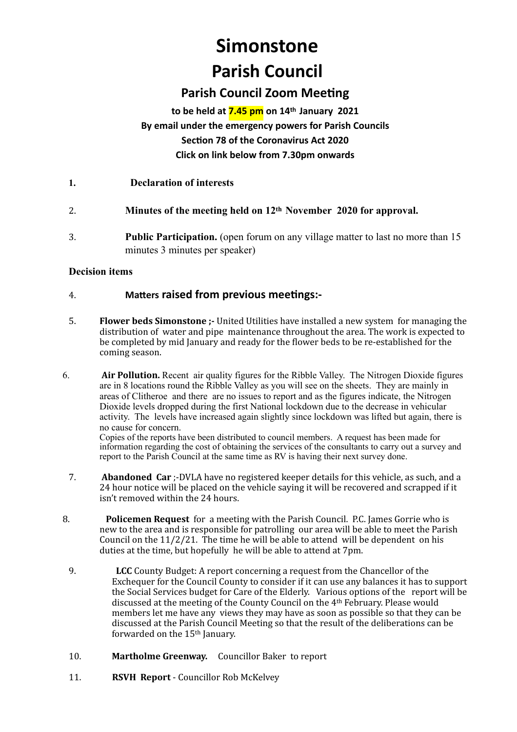# Simonstone

# Parish Council

## Parish Council Zoom Meeting

**to be held at 7.45 pm on 14th January 2021**
**By email under the emergency powers for Parish Councils**
**Section 78 of the Coronavirus Act 2020**
**Click on link below from 7.30pm onwards**

1. **Declaration of interests**

2. **Minutes of the meeting held on 12th November 2020 for approval.**

3. **Public Participation.** (open forum on any village matter to last no more than 15 minutes 3 minutes per speaker)

**Decision items**

4. **Matters raised from previous meetings:-**

5. **Flower beds Simonstone ;-** United Utilities have installed a new system for managing the distribution of water and pipe maintenance throughout the area. The work is expected to be completed by mid January and ready for the flower beds to be re-established for the coming season.

6. **Air Pollution.** Recent air quality figures for the Ribble Valley. The Nitrogen Dioxide figures are in 8 locations round the Ribble Valley as you will see on the sheets. They are mainly in areas of Clitheroe and there are no issues to report and as the figures indicate, the Nitrogen Dioxide levels dropped during the first National lockdown due to the decrease in vehicular activity. The levels have increased again slightly since lockdown was lifted but again, there is no cause for concern.
   Copies of the reports have been distributed to council members. A request has been made for information regarding the cost of obtaining the services of the consultants to carry out a survey and report to the Parish Council at the same time as RV is having their next survey done.

7. **Abandoned Car** ;-DVLA have no registered keeper details for this vehicle, as such, and a 24 hour notice will be placed on the vehicle saying it will be recovered and scrapped if it isn't removed within the 24 hours.

8. **Policemen Request** for a meeting with the Parish Council. P.C. James Gorrie who is new to the area and is responsible for patrolling our area will be able to meet the Parish Council on the 11/2/21. The time he will be able to attend will be dependent on his duties at the time, but hopefully he will be able to attend at 7pm.

9. **LCC** County Budget: A report concerning a request from the Chancellor of the Exchequer for the Council County to consider if it can use any balances it has to support the Social Services budget for Care of the Elderly. Various options of the report will be discussed at the meeting of the County Council on the 4th February. Please would members let me have any views they may have as soon as possible so that they can be discussed at the Parish Council Meeting so that the result of the deliberations can be forwarded on the 15th January.

10. **Martholme Greenway.** Councillor Baker to report

11. **RSVH Report** - Councillor Rob McKelvey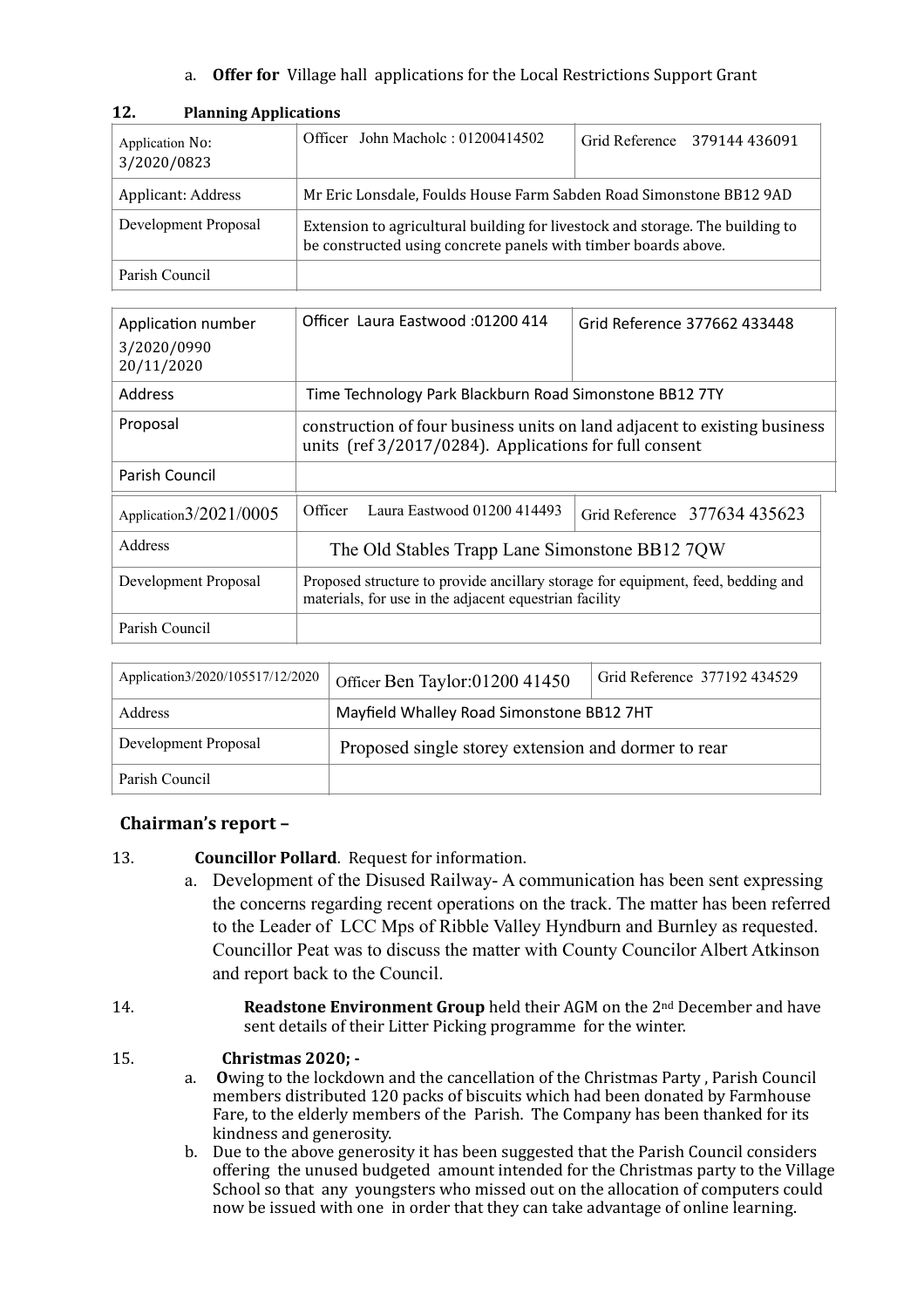a. **Offer for** Village hall applications for the Local Restrictions Support Grant

## 12. Planning Applications

| Application No: 3/2020/0823 | Officer John Macholc : 01200414502 | Grid Reference 379144 436091 |
|---|---|---|
| Applicant: Address | Mr Eric Lonsdale, Foulds House Farm Sabden Road Simonstone BB12 9AD | |
| Development Proposal | Extension to agricultural building for livestock and storage. The building to be constructed using concrete panels with timber boards above. | |
| Parish Council | | |

| Application number 3/2020/0990 20/11/2020 | Officer Laura Eastwood :01200 414 | Grid Reference 377662 433448 |
|---|---|---|
| Address | Time Technology Park Blackburn Road Simonstone BB12 7TY | |
| Proposal | construction of four business units on land adjacent to existing business units (ref 3/2017/0284). Applications for full consent | |
| Parish Council | | |

| Application3/2021/0005 | Officer Laura Eastwood 01200 414493 | Grid Reference 377634 435623 |
|---|---|---|
| Address | The Old Stables Trapp Lane Simonstone BB12 7QW | |
| Development Proposal | Proposed structure to provide ancillary storage for equipment, feed, bedding and materials, for use in the adjacent equestrian facility | |
| Parish Council | | |

| Application3/2020/105517/12/2020 | Officer Ben Taylor:01200 41450 | Grid Reference 377192 434529 |
|---|---|---|
| Address | Mayfield Whalley Road Simonstone BB12 7HT | |
| Development Proposal | Proposed single storey extension and dormer to rear | |
| Parish Council | | |

## Chairman's report –

13. **Councillor Pollard**. Request for information.

a. Development of the Disused Railway- A communication has been sent expressing the concerns regarding recent operations on the track. The matter has been referred to the Leader of LCC Mps of Ribble Valley Hyndburn and Burnley as requested. Councillor Peat was to discuss the matter with County Councilor Albert Atkinson and report back to the Council.

14. **Readstone Environment Group** held their AGM on the 2nd December and have sent details of their Litter Picking programme for the winter.

15. **Christmas 2020; -**

a. **O**wing to the lockdown and the cancellation of the Christmas Party , Parish Council members distributed 120 packs of biscuits which had been donated by Farmhouse Fare, to the elderly members of the Parish. The Company has been thanked for its kindness and generosity.

b. Due to the above generosity it has been suggested that the Parish Council considers offering the unused budgeted amount intended for the Christmas party to the Village School so that any youngsters who missed out on the allocation of computers could now be issued with one in order that they can take advantage of online learning.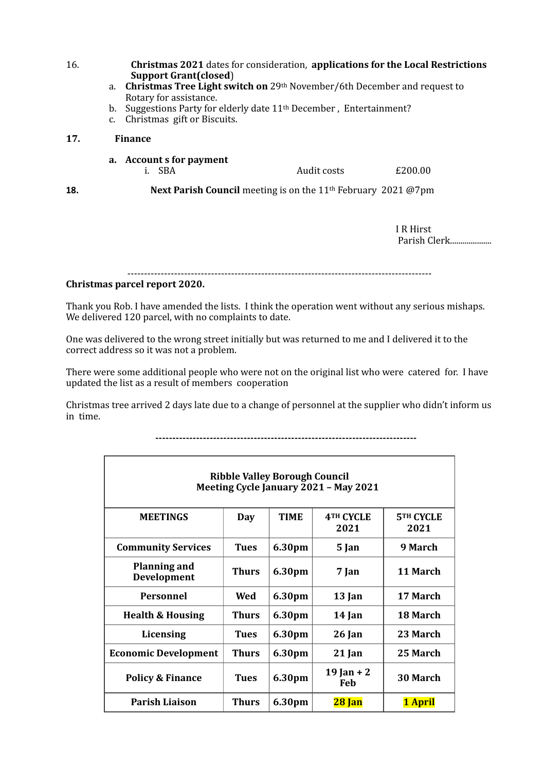16. **Christmas 2021** dates for consideration, **applications for the Local Restrictions Support Grant(closed**)

   a. **Christmas Tree Light switch on** 29th November/6th December and request to Rotary for assistance.
   b. Suggestions Party for elderly date 11th December , Entertainment?
   c. Christmas gift or Biscuits.

**17. Finance**

   **a. Account s for payment**

      i. SBA    Audit costs    £200.00

**18.** **Next Parish Council** meeting is on the 11th February 2021 @7pm

I R Hirst
Parish Clerk....................

---

**Christmas parcel report 2020.**

Thank you Rob. I have amended the lists. I think the operation went without any serious mishaps. We delivered 120 parcel, with no complaints to date.

One was delivered to the wrong street initially but was returned to me and I delivered it to the correct address so it was not a problem.

There were some additional people who were not on the original list who were catered for. I have updated the list as a result of members cooperation

Christmas tree arrived 2 days late due to a change of personnel at the supplier who didn't inform us in time.

---

| **Ribble Valley Borough Council Meeting Cycle January 2021 – May 2021** | | | | |
|---|---|---|---|---|
| **MEETINGS** | **Day** | **TIME** | **4TH CYCLE 2021** | **5TH CYCLE 2021** |
| **Community Services** | **Tues** | **6.30pm** | **5 Jan** | **9 March** |
| **Planning and Development** | **Thurs** | **6.30pm** | **7 Jan** | **11 March** |
| **Personnel** | **Wed** | **6.30pm** | **13 Jan** | **17 March** |
| **Health & Housing** | **Thurs** | **6.30pm** | **14 Jan** | **18 March** |
| **Licensing** | **Tues** | **6.30pm** | **26 Jan** | **23 March** |
| **Economic Development** | **Thurs** | **6.30pm** | **21 Jan** | **25 March** |
| **Policy & Finance** | **Tues** | **6.30pm** | **19 Jan + 2 Feb** | **30 March** |
| **Parish Liaison** | **Thurs** | **6.30pm** | **28 Jan** | **1 April** |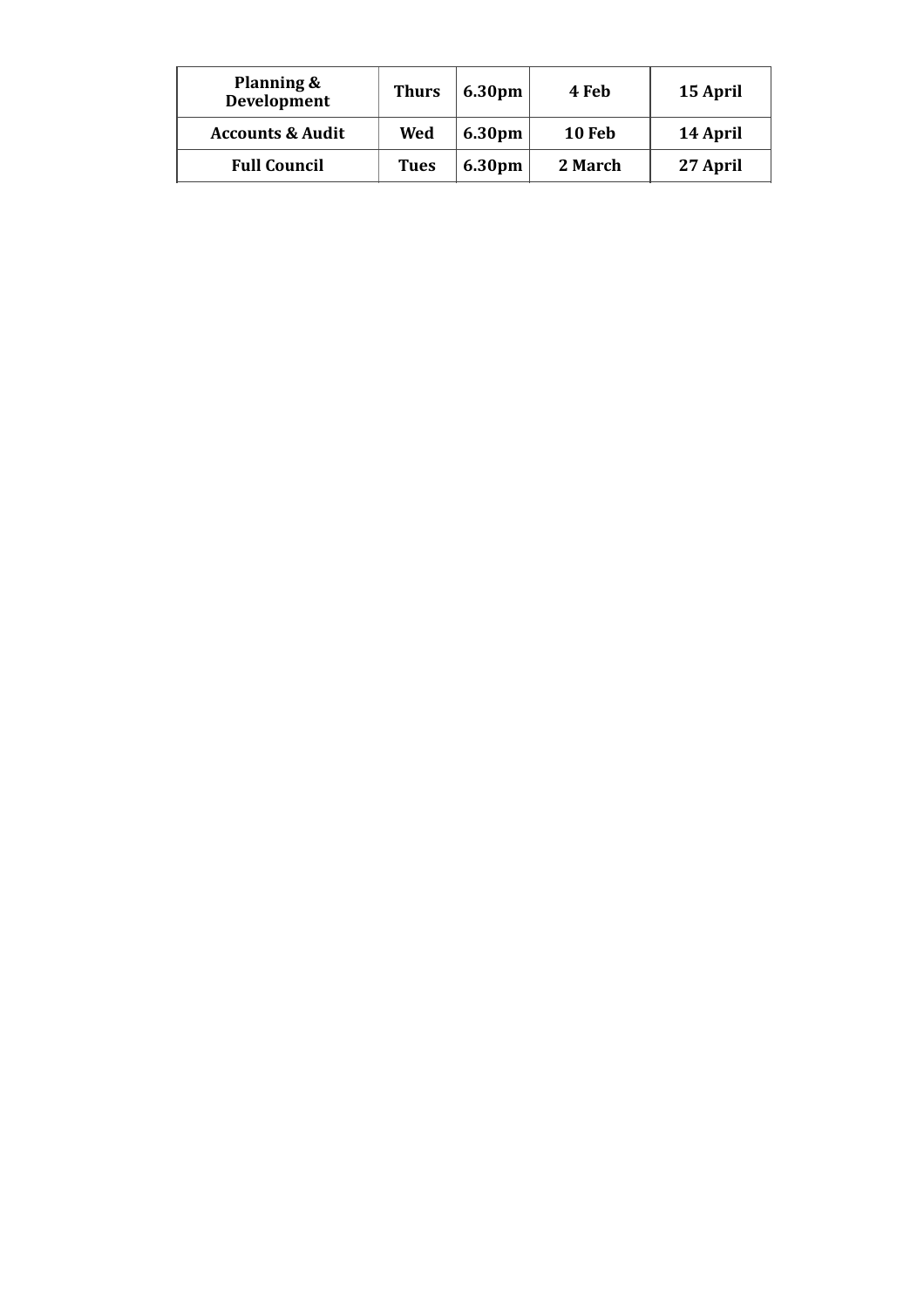| **Planning & Development** | **Thurs** | **6.30pm** | **4 Feb** | **15 April** |
|---|---|---|---|---|
| **Accounts & Audit** | **Wed** | **6.30pm** | **10 Feb** | **14 April** |
| **Full Council** | **Tues** | **6.30pm** | **2 March** | **27 April** |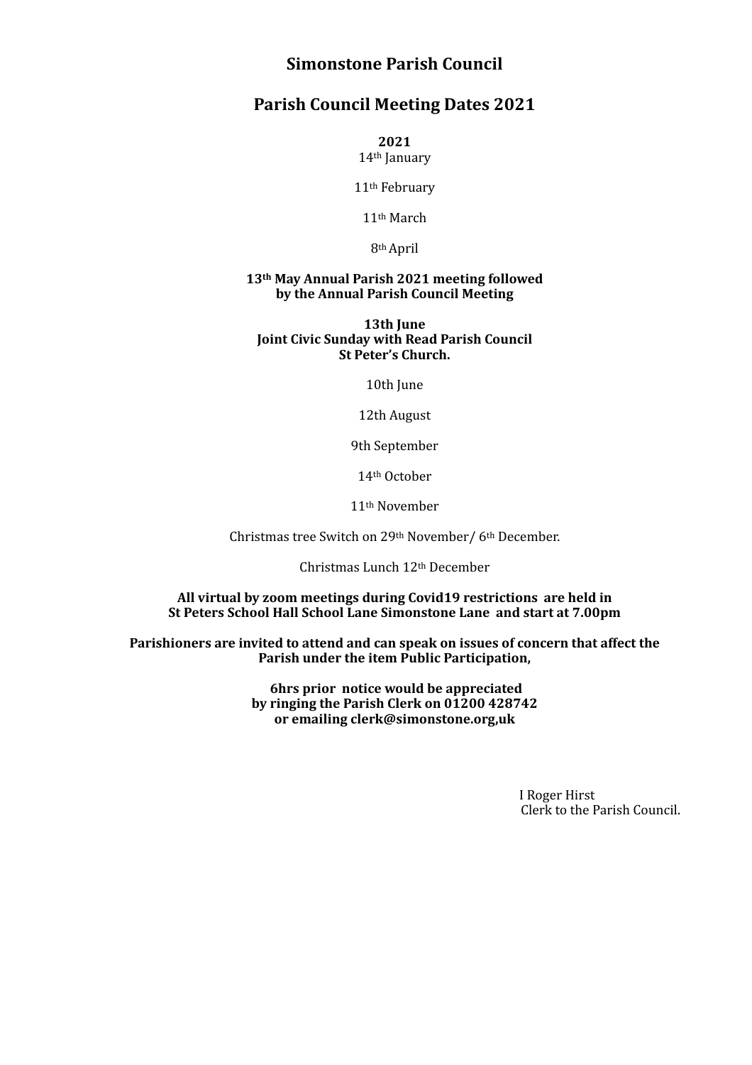# Simonstone Parish Council

## Parish Council Meeting Dates 2021

**2021**

14th January

11th February

11th March

8th April

**13th May Annual Parish 2021 meeting followed by the Annual Parish Council Meeting**

**13th June**
**Joint Civic Sunday with Read Parish Council**
**St Peter's Church.**

10th June

12th August

9th September

14th October

11th November

Christmas tree Switch on 29th November/ 6th December.

Christmas Lunch 12th December

**All virtual by zoom meetings during Covid19 restrictions are held in St Peters School Hall School Lane Simonstone Lane and start at 7.00pm**

**Parishioners are invited to attend and can speak on issues of concern that affect the Parish under the item Public Participation,**

**6hrs prior notice would be appreciated by ringing the Parish Clerk on 01200 428742 or emailing clerk@simonstone.org,uk**

I Roger Hirst
Clerk to the Parish Council.